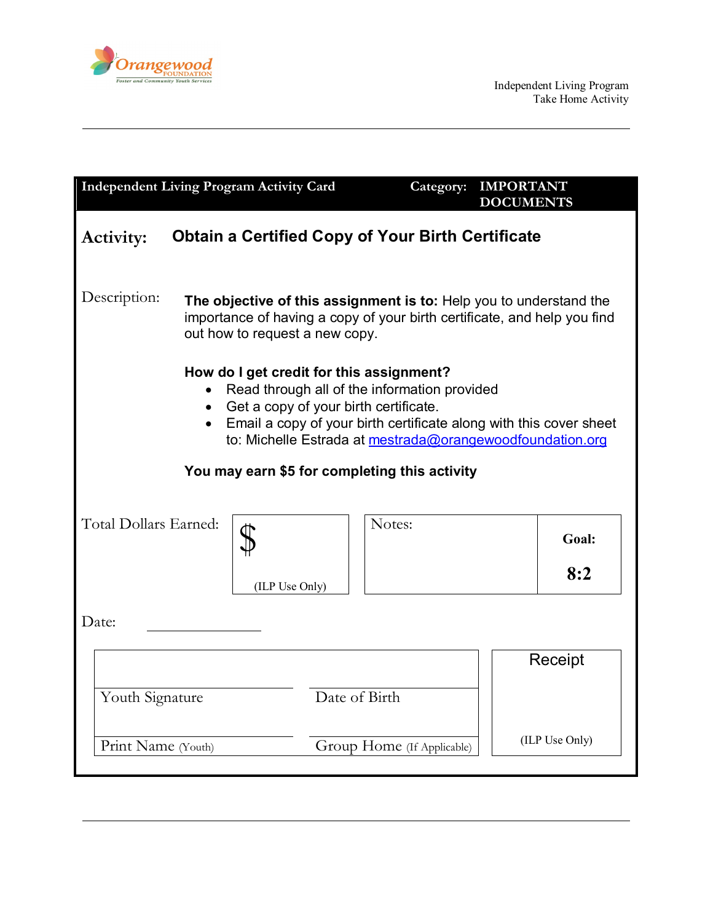Independent Living Program
Take Home Activity

| Independent Living Program Activity Card | Category: IMPORTANT DOCUMENTS |
|---|---|

## Activity: Obtain a Certified Copy of Your Birth Certificate

Description:

**The objective of this assignment is to:** Help you to understand the importance of having a copy of your birth certificate, and help you find out how to request a new copy.

**How do I get credit for this assignment?**

- Read through all of the information provided
- Get a copy of your birth certificate.
- Email a copy of your birth certificate along with this cover sheet to: Michelle Estrada at mestrada@orangewoodfoundation.org

**You may earn $5 for completing this activity**

| Total Dollars Earned: | $ (ILP Use Only) | Notes: | **Goal:** **8:2** |
|---|---|---|---|

Date: ______________

| | | |
|---|---|---|
| Youth Signature | Date of Birth | Receipt |
| Print Name (Youth) | Group Home (If Applicable) | (ILP Use Only) |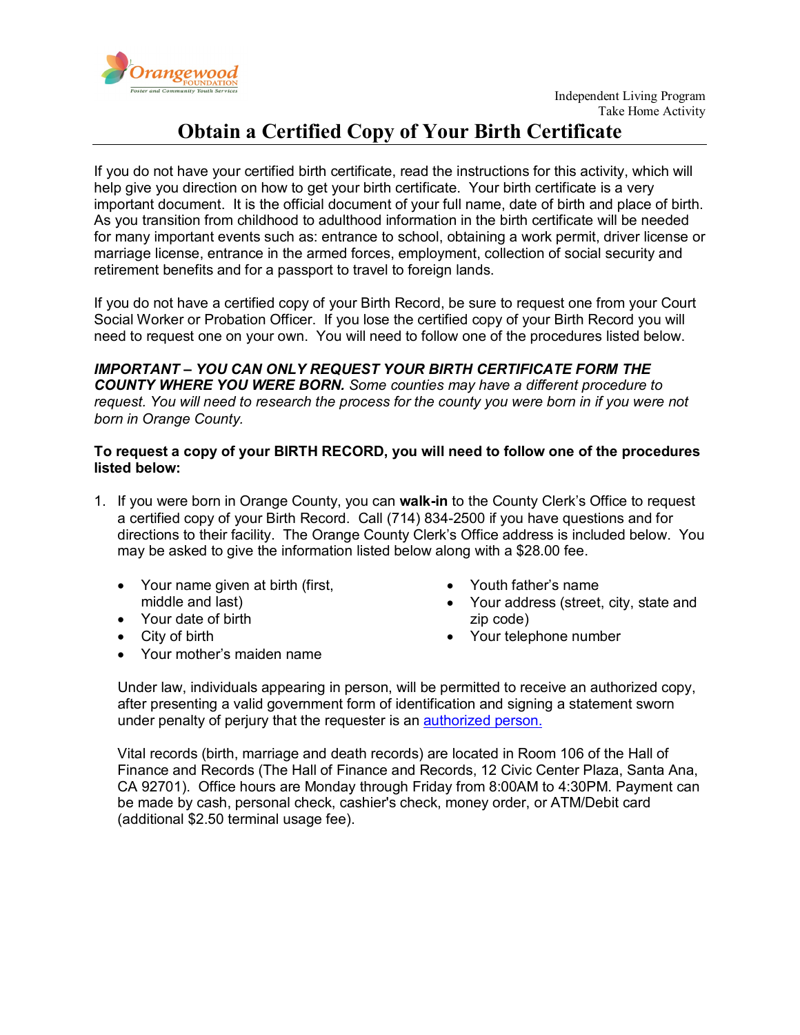Independent Living Program
Take Home Activity

# Obtain a Certified Copy of Your Birth Certificate

If you do not have your certified birth certificate, read the instructions for this activity, which will help give you direction on how to get your birth certificate. Your birth certificate is a very important document. It is the official document of your full name, date of birth and place of birth. As you transition from childhood to adulthood information in the birth certificate will be needed for many important events such as: entrance to school, obtaining a work permit, driver license or marriage license, entrance in the armed forces, employment, collection of social security and retirement benefits and for a passport to travel to foreign lands.

If you do not have a certified copy of your Birth Record, be sure to request one from your Court Social Worker or Probation Officer. If you lose the certified copy of your Birth Record you will need to request one on your own. You will need to follow one of the procedures listed below.

***IMPORTANT – YOU CAN ONLY REQUEST YOUR BIRTH CERTIFICATE FORM THE COUNTY WHERE YOU WERE BORN.*** *Some counties may have a different procedure to request. You will need to research the process for the county you were born in if you were not born in Orange County.*

**To request a copy of your BIRTH RECORD, you will need to follow one of the procedures listed below:**

1. If you were born in Orange County, you can **walk-in** to the County Clerk's Office to request a certified copy of your Birth Record. Call (714) 834-2500 if you have questions and for directions to their facility. The Orange County Clerk's Office address is included below. You may be asked to give the information listed below along with a $28.00 fee.

   - Your name given at birth (first, middle and last)
   - Your date of birth
   - City of birth
   - Your mother's maiden name
   - Youth father's name
   - Your address (street, city, state and zip code)
   - Your telephone number

   Under law, individuals appearing in person, will be permitted to receive an authorized copy, after presenting a valid government form of identification and signing a statement sworn under penalty of perjury that the requester is an authorized person.

   Vital records (birth, marriage and death records) are located in Room 106 of the Hall of Finance and Records (The Hall of Finance and Records, 12 Civic Center Plaza, Santa Ana, CA 92701). Office hours are Monday through Friday from 8:00AM to 4:30PM. Payment can be made by cash, personal check, cashier's check, money order, or ATM/Debit card (additional $2.50 terminal usage fee).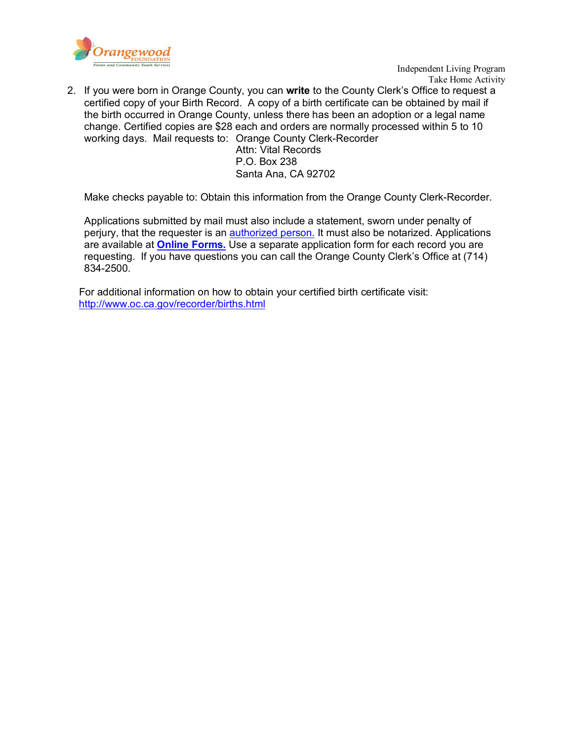2. If you were born in Orange County, you can **write** to the County Clerk's Office to request a certified copy of your Birth Record. A copy of a birth certificate can be obtained by mail if the birth occurred in Orange County, unless there has been an adoption or a legal name change. Certified copies are $28 each and orders are normally processed within 5 to 10 working days. Mail requests to: Orange County Clerk-Recorder
   Attn: Vital Records
   P.O. Box 238
   Santa Ana, CA 92702

   Make checks payable to: Obtain this information from the Orange County Clerk-Recorder.

   Applications submitted by mail must also include a statement, sworn under penalty of perjury, that the requester is an authorized person. It must also be notarized. Applications are available at **Online Forms.** Use a separate application form for each record you are requesting. If you have questions you can call the Orange County Clerk's Office at (714) 834-2500.

For additional information on how to obtain your certified birth certificate visit:
http://www.oc.ca.gov/recorder/births.html